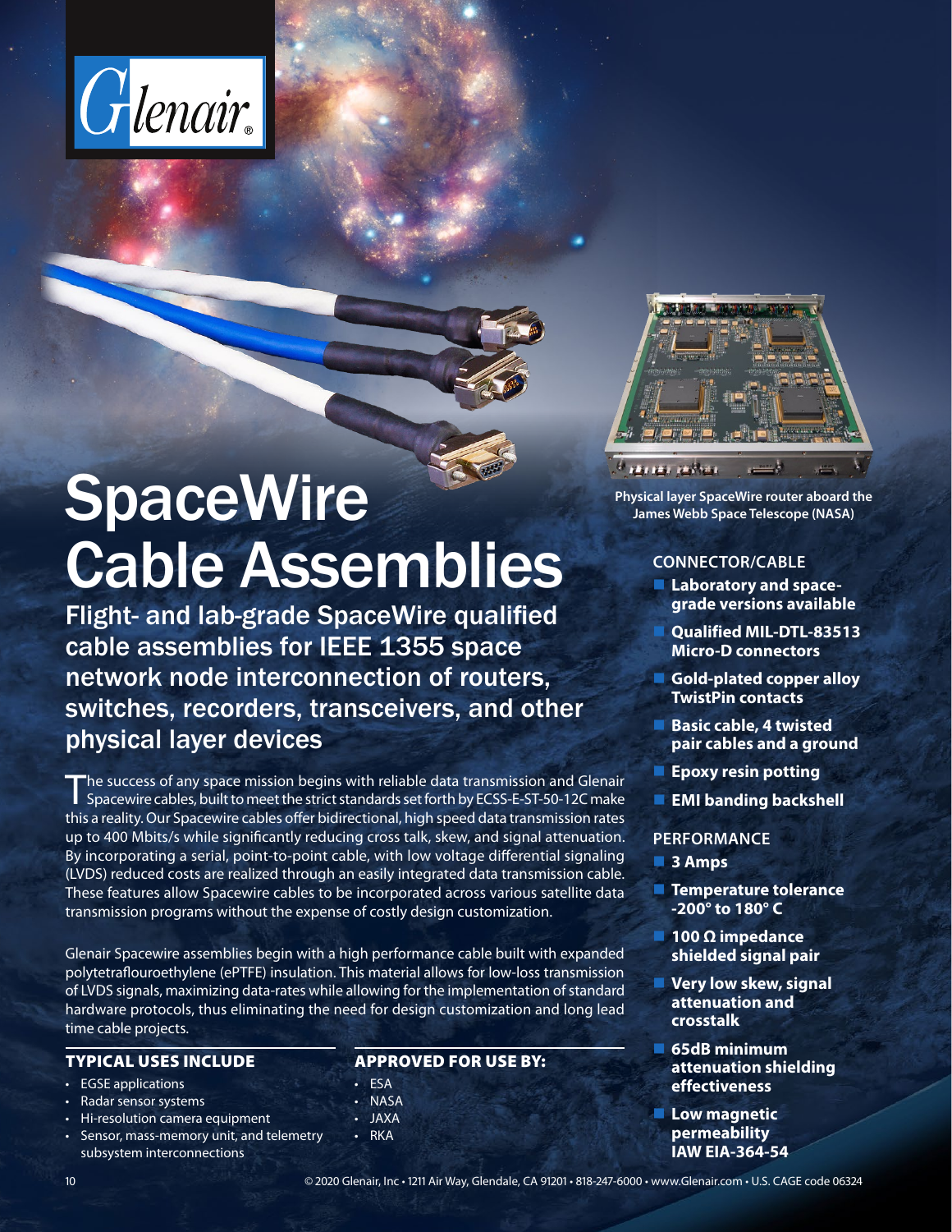# SpaceWire Cable Assemblies

## Flight- and lab-grade SpaceWire qualified cable assemblies for IEEE 1355 space network node interconnection of routers, switches, recorders, transceivers, and other physical layer devices

The success of any space mission begins with reliable data transmission and Glenair Spacewire cables, built to meet the strict standards set forth by ECSS-E-ST-50-12C make this a reality. Our Spacewire cables offer bidirectional, high speed data transmission rates up to 400 Mbits/s while significantly reducing cross talk, skew, and signal attenuation. By incorporating a serial, point-to-point cable, with low voltage differential signaling (LVDS) reduced costs are realized through an easily integrated data transmission cable. These features allow Spacewire cables to be incorporated across various satellite data transmission programs without the expense of costly design customization.

Glenair Spacewire assemblies begin with a high performance cable built with expanded polytetraflouroethylene (ePTFE) insulation. This material allows for low-loss transmission of LVDS signals, maximizing data-rates while allowing for the implementation of standard hardware protocols, thus eliminating the need for design customization and long lead time cable projects.

### TYPICAL USES INCLUDE

- EGSE applications
- Radar sensor systems
- Hi-resolution camera equipment
- Sensor, mass-memory unit, and telemetry subsystem interconnections

### APPROVED FOR USE BY:

- ESA
- NASA
- JAXA
- RKA

Physical layer SpaceWire router aboard the James Webb Space Telescope (NASA)

### CONNECTOR/CABLE

- **Laboratory and space-grade versions available**
- **Qualified MIL-DTL-83513 Micro-D connectors**
- **Gold-plated copper alloy TwistPin contacts**
- **Basic cable, 4 twisted pair cables and a ground**
- **Epoxy resin potting**
- **EMI banding backshell**

### PERFORMANCE

- **3 Amps**
- **Temperature tolerance -200° to 180° C**
- **100 Ω impedance shielded signal pair**
- **Very low skew, signal attenuation and crosstalk**
- **65dB minimum attenuation shielding effectiveness**
- **Low magnetic permeability IAW EIA-364-54**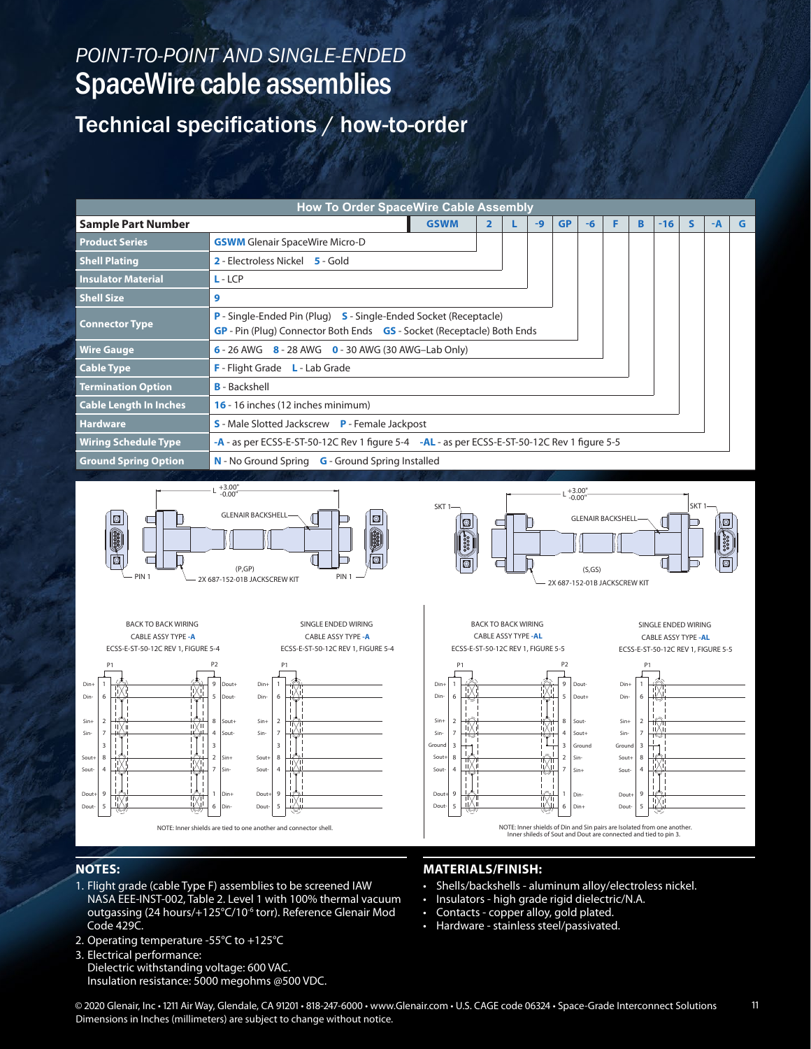*POINT-TO-POINT AND SINGLE-ENDED*

# SpaceWire cable assemblies

## Technical specifications / how-to-order

**How To Order SpaceWire Cable Assembly**

| Sample Part Number | GSWM | 2 | L | -9 | GP | -6 | F | B | -16 | S | -A | G |
|---|---|---|---|---|---|---|---|---|---|---|---|---|
| Product Series | **GSWM** Glenair SpaceWire Micro-D | | | | | | | | | | | |
| Shell Plating | **2** - Electroless Nickel **5** - Gold | | | | | | | | | | | |
| Insulator Material | **L** - LCP | | | | | | | | | | | |
| Shell Size | **9** | | | | | | | | | | | |
| Connector Type | **P** - Single-Ended Pin (Plug) **S** - Single-Ended Socket (Receptacle)<br>**GP** - Pin (Plug) Connector Both Ends **GS** - Socket (Receptacle) Both Ends | | | | | | | | | | | |
| Wire Gauge | **6** - 26 AWG **8** - 28 AWG **0** - 30 AWG (30 AWG–Lab Only) | | | | | | | | | | | |
| Cable Type | **F** - Flight Grade **L** - Lab Grade | | | | | | | | | | | |
| Termination Option | **B** - Backshell | | | | | | | | | | | |
| Cable Length In Inches | **16** - 16 inches (12 inches minimum) | | | | | | | | | | | |
| Hardware | **S** - Male Slotted Jackscrew **P** - Female Jackpost | | | | | | | | | | | |
| Wiring Schedule Type | **-A** - as per ECSS-E-ST-50-12C Rev 1 figure 5-4 **-AL** - as per ECSS-E-ST-50-12C Rev 1 figure 5-5 | | | | | | | | | | | |
| Ground Spring Option | **N** - No Ground Spring **G** - Ground Spring Installed | | | | | | | | | | | |

L +3.00" -0.00"
GLENAIR BACKSHELL
(P,GP)
PIN 1
2X 687-152-01B JACKSCREW KIT
PIN 1

SKT 1
L +3.00" -0.00"
GLENAIR BACKSHELL
SKT 1
(S,GS)
2X 687-152-01B JACKSCREW KIT

BACK TO BACK WIRING
CABLE ASSY TYPE -A
ECSS-E-ST-50-12C REV 1, FIGURE 5-4
P1 P2
Din+ 1 — 9 Dout+
Din- 6 — 5 Dout-
Sin+ 2 — 8 Sout+
Sin- 7 — 4 Sout-
3 — 3
Sout+ 8 — 2 Sin+
Sout- 4 — 7 Sin-
Dout+ 9 — 1 Din+
Dout- 5 — 6 Din-

SINGLE ENDED WIRING
CABLE ASSY TYPE -A
ECSS-E-ST-50-12C REV 1, FIGURE 5-4
P1
Din+ 1, Din- 6, Sin+ 2, Sin- 7, 3, Sout+ 8, Sout- 4, Dout+ 9, Dout- 5

NOTE: Inner shields are tied to one another and connector shell.

BACK TO BACK WIRING
CABLE ASSY TYPE -AL
ECSS-E-ST-50-12C REV 1, FIGURE 5-5
P1 P2
Din+ 1 — 9 Dout-
Din- 6 — 5 Dout+
Sin+ 2 — 8 Sout-
Sin- 7 — 4 Sout+
Ground 3 — 3 Ground
Sout+ 8 — 2 Sin-
Sout- 4 — 7 Sin+
Dout+ 9 — 1 Din-
Dout- 5 — 6 Din+

SINGLE ENDED WIRING
CABLE ASSY TYPE -AL
ECSS-E-ST-50-12C REV 1, FIGURE 5-5
P1
Din+ 1, Din- 6, Sin+ 2, Sin- 7, Ground 3, Sout+ 8, Sout- 4, Dout+ 9, Dout- 5

NOTE: Inner shields of Din and Sin pairs are Isolated from one another. Inner shields of Sout and Dout are connected and tied to pin 3.

## NOTES:

1. Flight grade (cable Type F) assemblies to be screened IAW NASA EEE-INST-002, Table 2. Level 1 with 100% thermal vacuum outgassing (24 hours/+125°C/$10^{-6}$ torr). Reference Glenair Mod Code 429C.
2. Operating temperature -55°C to +125°C
3. Electrical performance:
   Dielectric withstanding voltage: 600 VAC.
   Insulation resistance: 5000 megohms @500 VDC.

## MATERIALS/FINISH:

- Shells/backshells - aluminum alloy/electroless nickel.
- Insulators - high grade rigid dielectric/N.A.
- Contacts - copper alloy, gold plated.
- Hardware - stainless steel/passivated.

© 2020 Glenair, Inc • 1211 Air Way, Glendale, CA 91201 • 818-247-6000 • www.Glenair.com • U.S. CAGE code 06324 • Space-Grade Interconnect Solutions
Dimensions in Inches (millimeters) are subject to change without notice.